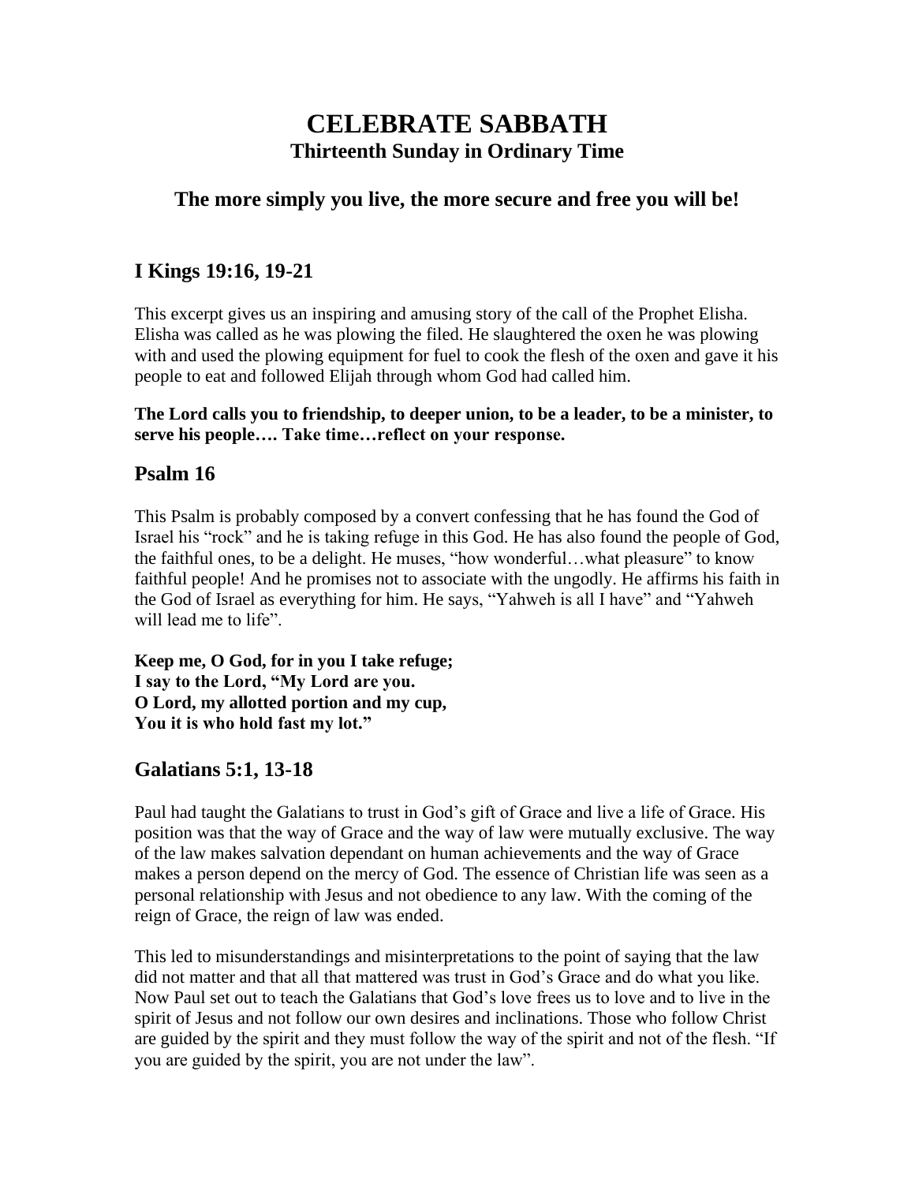# CELEBRATE SABBATH

## Thirteenth Sunday in Ordinary Time

### The more simply you live, the more secure and free you will be!

## I Kings 19:16, 19-21

This excerpt gives us an inspiring and amusing story of the call of the Prophet Elisha. Elisha was called as he was plowing the filed. He slaughtered the oxen he was plowing with and used the plowing equipment for fuel to cook the flesh of the oxen and gave it his people to eat and followed Elijah through whom God had called him.

**The Lord calls you to friendship, to deeper union, to be a leader, to be a minister, to serve his people…. Take time…reflect on your response.**

## Psalm 16

This Psalm is probably composed by a convert confessing that he has found the God of Israel his "rock" and he is taking refuge in this God. He has also found the people of God, the faithful ones, to be a delight. He muses, "how wonderful…what pleasure" to know faithful people! And he promises not to associate with the ungodly. He affirms his faith in the God of Israel as everything for him. He says, "Yahweh is all I have" and "Yahweh will lead me to life".

**Keep me, O God, for in you I take refuge;**
**I say to the Lord, "My Lord are you.**
**O Lord, my allotted portion and my cup,**
**You it is who hold fast my lot."**

## Galatians 5:1, 13-18

Paul had taught the Galatians to trust in God's gift of Grace and live a life of Grace. His position was that the way of Grace and the way of law were mutually exclusive. The way of the law makes salvation dependant on human achievements and the way of Grace makes a person depend on the mercy of God. The essence of Christian life was seen as a personal relationship with Jesus and not obedience to any law. With the coming of the reign of Grace, the reign of law was ended.

This led to misunderstandings and misinterpretations to the point of saying that the law did not matter and that all that mattered was trust in God's Grace and do what you like. Now Paul set out to teach the Galatians that God's love frees us to love and to live in the spirit of Jesus and not follow our own desires and inclinations. Those who follow Christ are guided by the spirit and they must follow the way of the spirit and not of the flesh. "If you are guided by the spirit, you are not under the law".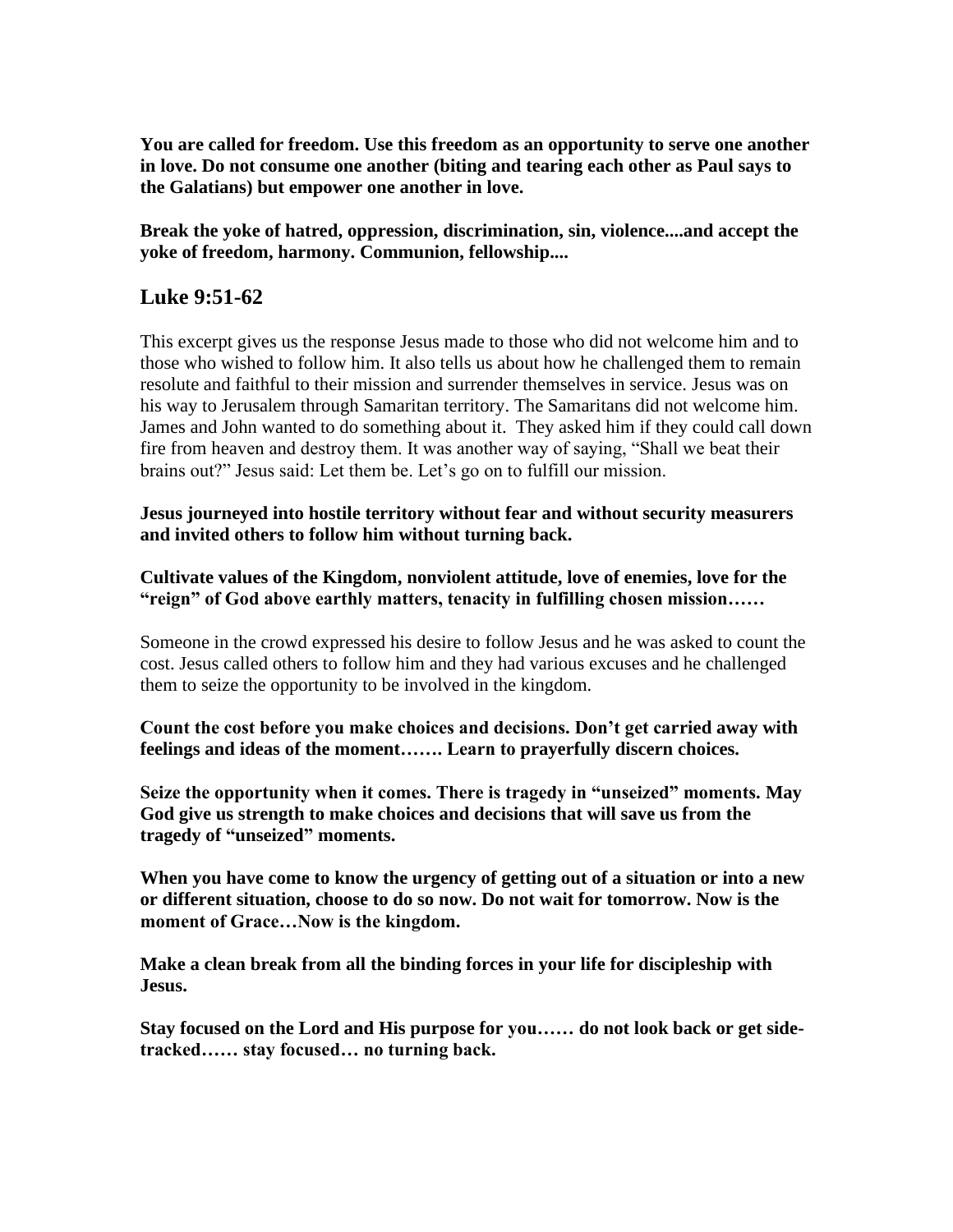**You are called for freedom. Use this freedom as an opportunity to serve one another in love. Do not consume one another (biting and tearing each other as Paul says to the Galatians) but empower one another in love.**

**Break the yoke of hatred, oppression, discrimination, sin, violence....and accept the yoke of freedom, harmony. Communion, fellowship....**

## Luke 9:51-62

This excerpt gives us the response Jesus made to those who did not welcome him and to those who wished to follow him. It also tells us about how he challenged them to remain resolute and faithful to their mission and surrender themselves in service. Jesus was on his way to Jerusalem through Samaritan territory. The Samaritans did not welcome him. James and John wanted to do something about it. They asked him if they could call down fire from heaven and destroy them. It was another way of saying, "Shall we beat their brains out?" Jesus said: Let them be. Let's go on to fulfill our mission.

**Jesus journeyed into hostile territory without fear and without security measurers and invited others to follow him without turning back.**

**Cultivate values of the Kingdom, nonviolent attitude, love of enemies, love for the "reign" of God above earthly matters, tenacity in fulfilling chosen mission……**

Someone in the crowd expressed his desire to follow Jesus and he was asked to count the cost. Jesus called others to follow him and they had various excuses and he challenged them to seize the opportunity to be involved in the kingdom.

**Count the cost before you make choices and decisions. Don't get carried away with feelings and ideas of the moment……. Learn to prayerfully discern choices.**

**Seize the opportunity when it comes. There is tragedy in "unseized" moments. May God give us strength to make choices and decisions that will save us from the tragedy of "unseized" moments.**

**When you have come to know the urgency of getting out of a situation or into a new or different situation, choose to do so now. Do not wait for tomorrow. Now is the moment of Grace…Now is the kingdom.**

**Make a clean break from all the binding forces in your life for discipleship with Jesus.**

**Stay focused on the Lord and His purpose for you…… do not look back or get side-tracked…… stay focused… no turning back.**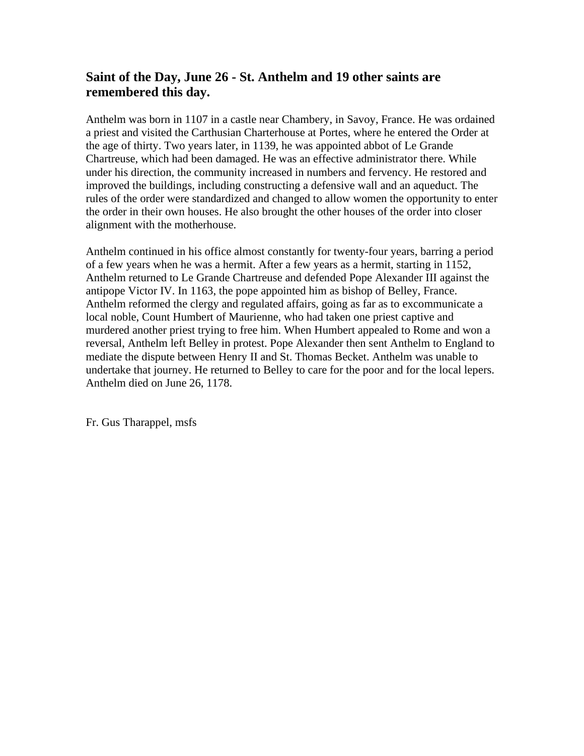## Saint of the Day, June 26 - St. Anthelm and 19 other saints are remembered this day.

Anthelm was born in 1107 in a castle near Chambery, in Savoy, France. He was ordained a priest and visited the Carthusian Charterhouse at Portes, where he entered the Order at the age of thirty. Two years later, in 1139, he was appointed abbot of Le Grande Chartreuse, which had been damaged. He was an effective administrator there. While under his direction, the community increased in numbers and fervency. He restored and improved the buildings, including constructing a defensive wall and an aqueduct. The rules of the order were standardized and changed to allow women the opportunity to enter the order in their own houses. He also brought the other houses of the order into closer alignment with the motherhouse.

Anthelm continued in his office almost constantly for twenty-four years, barring a period of a few years when he was a hermit. After a few years as a hermit, starting in 1152, Anthelm returned to Le Grande Chartreuse and defended Pope Alexander III against the antipope Victor IV. In 1163, the pope appointed him as bishop of Belley, France. Anthelm reformed the clergy and regulated affairs, going as far as to excommunicate a local noble, Count Humbert of Maurienne, who had taken one priest captive and murdered another priest trying to free him. When Humbert appealed to Rome and won a reversal, Anthelm left Belley in protest. Pope Alexander then sent Anthelm to England to mediate the dispute between Henry II and St. Thomas Becket. Anthelm was unable to undertake that journey. He returned to Belley to care for the poor and for the local lepers. Anthelm died on June 26, 1178.

Fr. Gus Tharappel, msfs